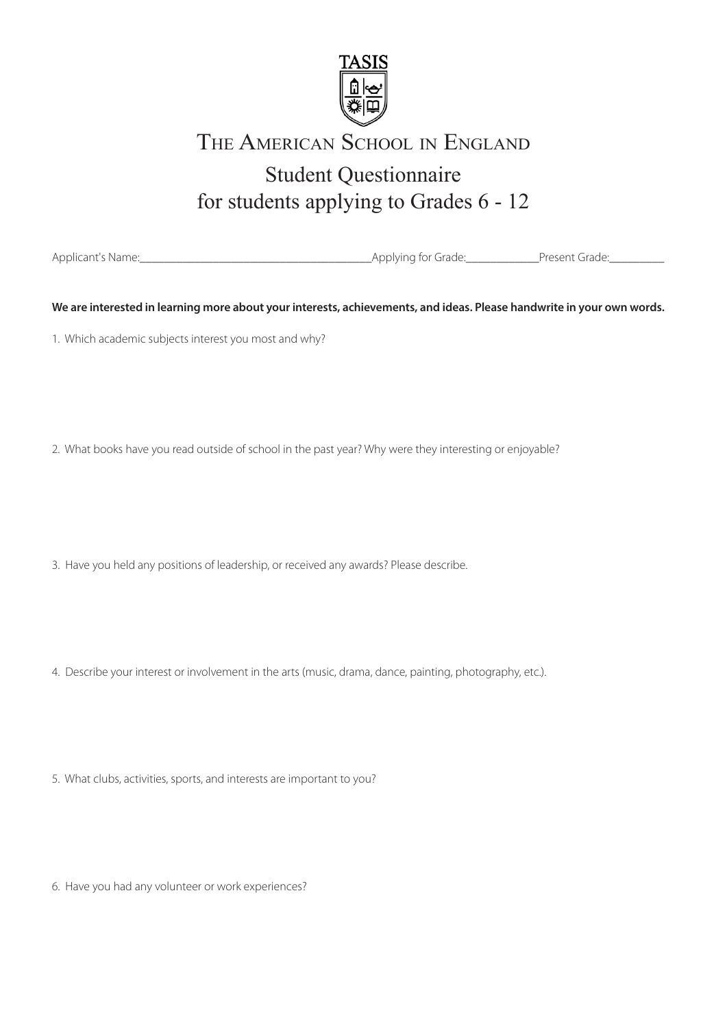TASIS

# The American School in England

## Student Questionnaire
## for students applying to Grades 6 - 12

Applicant's Name:________________________________________Applying for Grade:_____________Present Grade:__________

**We are interested in learning more about your interests, achievements, and ideas. Please handwrite in your own words.**

1. Which academic subjects interest you most and why?

2. What books have you read outside of school in the past year? Why were they interesting or enjoyable?

3. Have you held any positions of leadership, or received any awards? Please describe.

4. Describe your interest or involvement in the arts (music, drama, dance, painting, photography, etc.).

5. What clubs, activities, sports, and interests are important to you?

6. Have you had any volunteer or work experiences?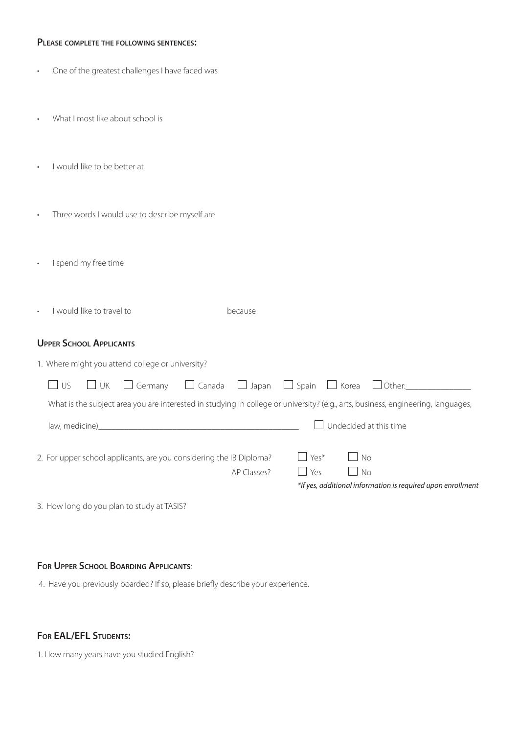**Please complete the following sentences:**

- One of the greatest challenges I have faced was
- What I most like about school is
- I would like to be better at
- Three words I would use to describe myself are
- I spend my free time
- I would like to travel to because

**Upper School Applicants**

1. Where might you attend college or university?

☐ US ☐ UK ☐ Germany ☐ Canada ☐ Japan ☐ Spain ☐ Korea ☐ Other:_______________

What is the subject area you are interested in studying in college or university? (e.g., arts, business, engineering, languages, law, medicine)_______________________________________________ ☐ Undecided at this time

2. For upper school applicants, are you considering the IB Diploma? ☐ Yes* ☐ No

AP Classes? ☐ Yes ☐ No

*\*If yes, additional information is required upon enrollment*

3. How long do you plan to study at TASIS?

**For Upper School Boarding Applicants**:

4. Have you previously boarded? If so, please briefly describe your experience.

**For EAL/EFL Students:**

1. How many years have you studied English?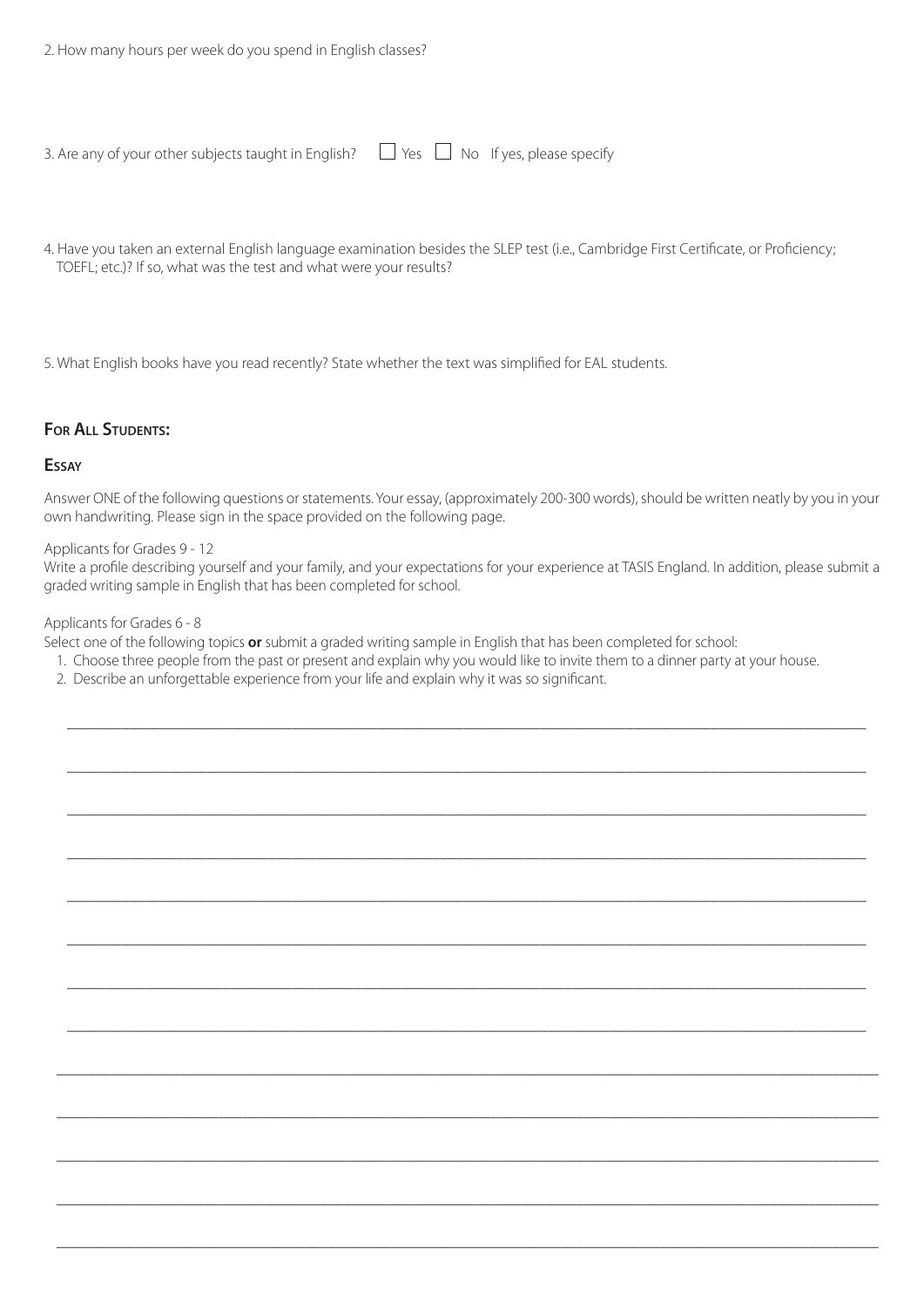2. How many hours per week do you spend in English classes?

3. Are any of your other subjects taught in English? ☐ Yes ☐ No If yes, please specify

4. Have you taken an external English language examination besides the SLEP test (i.e., Cambridge First Certificate, or Proficiency; TOEFL; etc.)? If so, what was the test and what were your results?

5. What English books have you read recently? State whether the text was simplified for EAL students.

## For All Students:

### Essay

Answer ONE of the following questions or statements. Your essay, (approximately 200-300 words), should be written neatly by you in your own handwriting. Please sign in the space provided on the following page.

Applicants for Grades 9 - 12

Write a profile describing yourself and your family, and your expectations for your experience at TASIS England. In addition, please submit a graded writing sample in English that has been completed for school.

Applicants for Grades 6 - 8

Select one of the following topics **or** submit a graded writing sample in English that has been completed for school:

1. Choose three people from the past or present and explain why you would like to invite them to a dinner party at your house.
2. Describe an unforgettable experience from your life and explain why it was so significant.

___________________________________________________________________________

___________________________________________________________________________

___________________________________________________________________________

___________________________________________________________________________

___________________________________________________________________________

___________________________________________________________________________

___________________________________________________________________________

___________________________________________________________________________

___________________________________________________________________________

___________________________________________________________________________

___________________________________________________________________________

___________________________________________________________________________

___________________________________________________________________________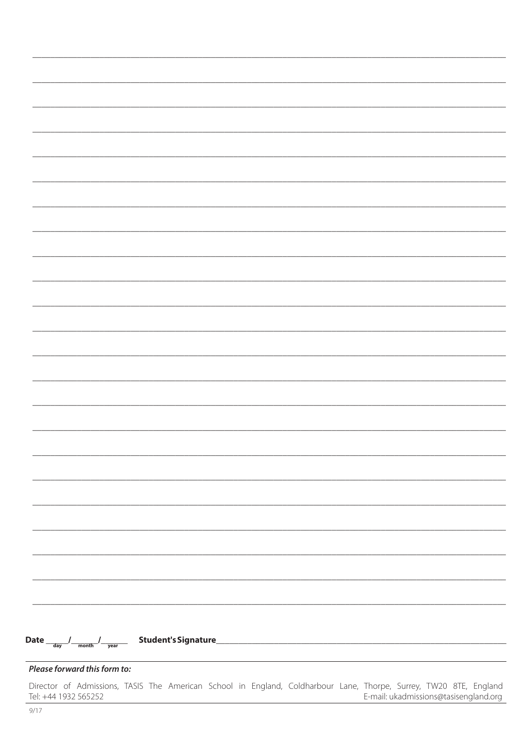Date ____/____/____ (day / month / year)    **Student's Signature**____________________________________

***Please forward this form to:***

Director of Admissions, TASIS The American School in England, Coldharbour Lane, Thorpe, Surrey, TW20 8TE, England
Tel: +44 1932 565252    E-mail: ukadmissions@tasisengland.org

9/17